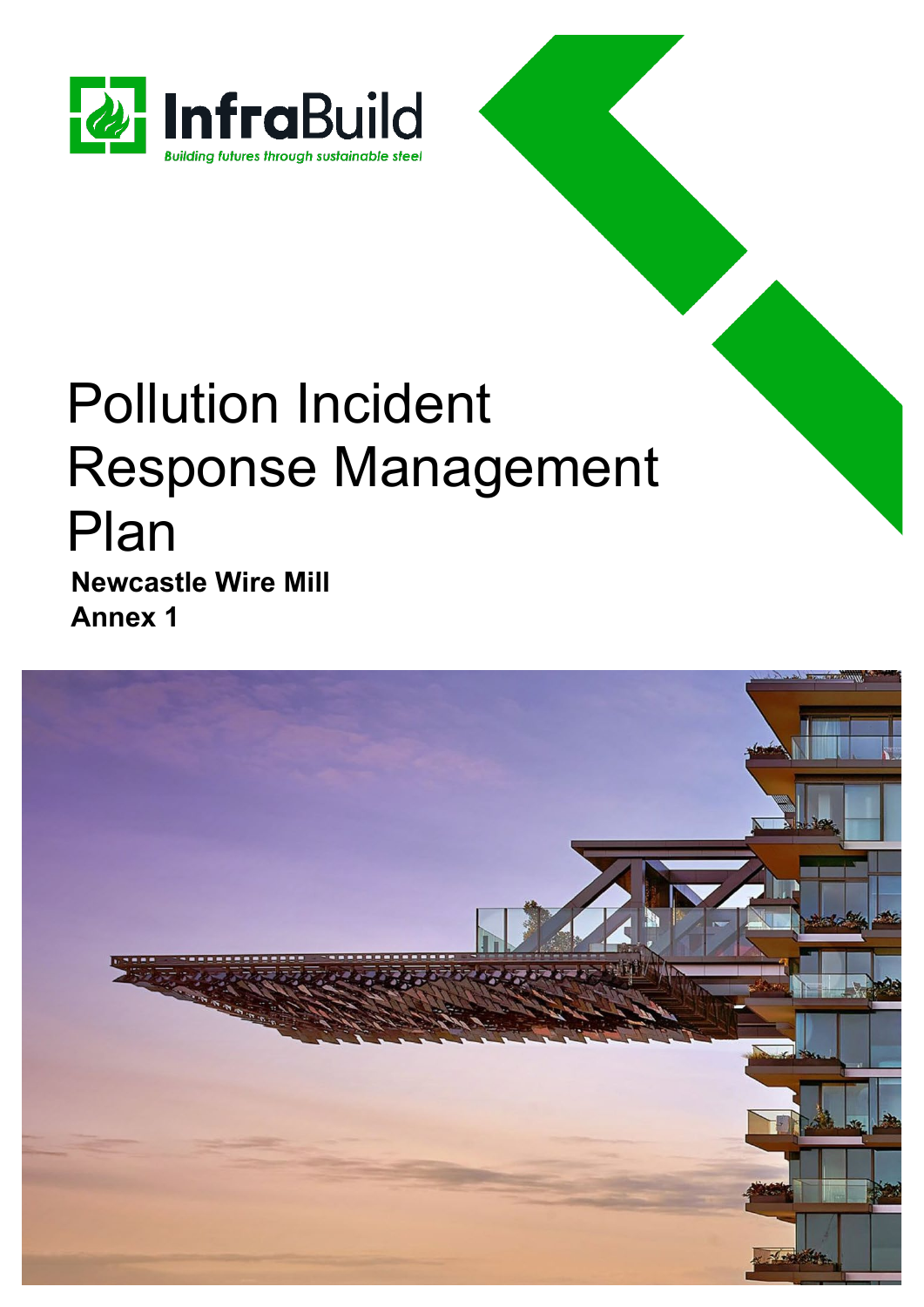InfraBuild

Building futures through sustainable steel

# Pollution Incident Response Management Plan

**Newcastle Wire Mill**

**Annex 1**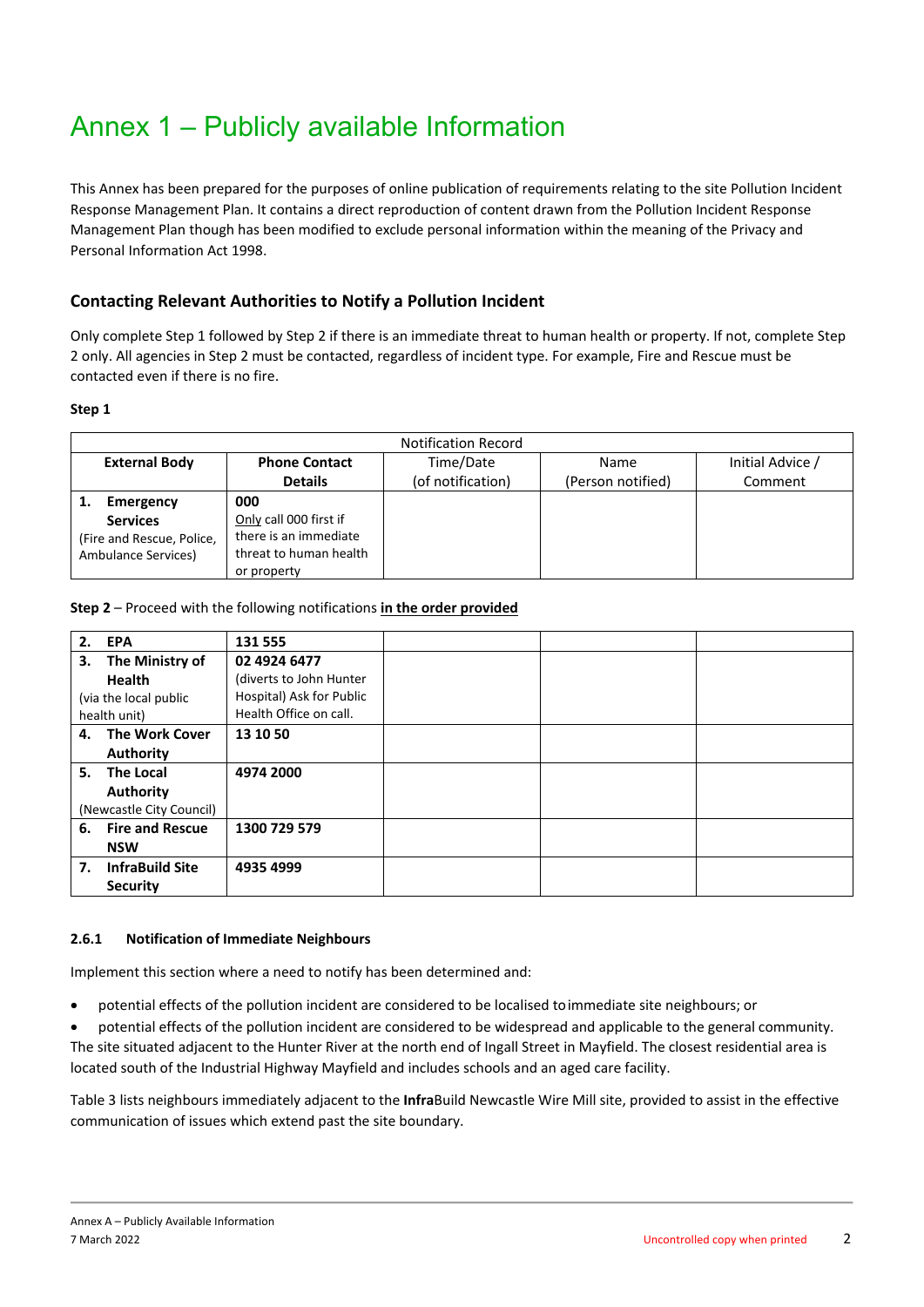# Annex 1 – Publicly available Information

This Annex has been prepared for the purposes of online publication of requirements relating to the site Pollution Incident Response Management Plan. It contains a direct reproduction of content drawn from the Pollution Incident Response Management Plan though has been modified to exclude personal information within the meaning of the Privacy and Personal Information Act 1998.

## Contacting Relevant Authorities to Notify a Pollution Incident

Only complete Step 1 followed by Step 2 if there is an immediate threat to human health or property. If not, complete Step 2 only. All agencies in Step 2 must be contacted, regardless of incident type. For example, Fire and Rescue must be contacted even if there is no fire.

**Step 1**

| Notification Record | | | | |
|---|---|---|---|---|
| **External Body** | **Phone Contact Details** | Time/Date (of notification) | Name (Person notified) | Initial Advice / Comment |
| 1. **Emergency Services** (Fire and Rescue, Police, Ambulance Services) | **000** Only call 000 first if there is an immediate threat to human health or property | | | |

**Step 2** – Proceed with the following notifications **in the order provided**

| | | | | |
|---|---|---|---|---|
| 2. **EPA** | **131 555** | | | |
| 3. **The Ministry of Health** (via the local public health unit) | **02 4924 6477** (diverts to John Hunter Hospital) Ask for Public Health Office on call. | | | |
| 4. **The Work Cover Authority** | **13 10 50** | | | |
| 5. **The Local Authority** (Newcastle City Council) | **4974 2000** | | | |
| 6. **Fire and Rescue NSW** | **1300 729 579** | | | |
| 7. **InfraBuild Site Security** | **4935 4999** | | | |

#### 2.6.1 Notification of Immediate Neighbours

Implement this section where a need to notify has been determined and:

- potential effects of the pollution incident are considered to be localised to immediate site neighbours; or
- potential effects of the pollution incident are considered to be widespread and applicable to the general community.

The site situated adjacent to the Hunter River at the north end of Ingall Street in Mayfield. The closest residential area is located south of the Industrial Highway Mayfield and includes schools and an aged care facility.

Table 3 lists neighbours immediately adjacent to the **Infra**Build Newcastle Wire Mill site, provided to assist in the effective communication of issues which extend past the site boundary.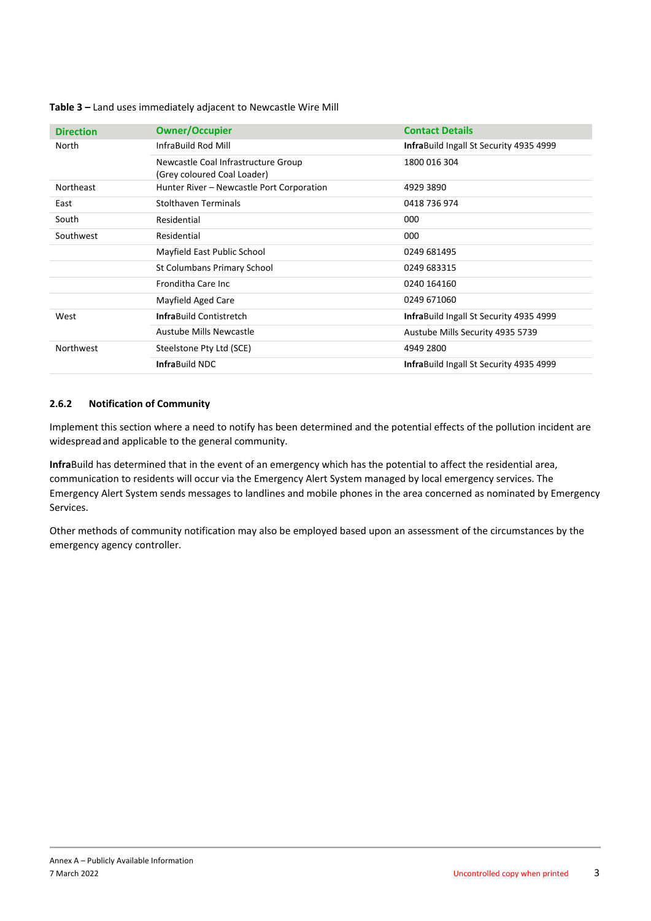**Table 3 –** Land uses immediately adjacent to Newcastle Wire Mill

| Direction | Owner/Occupier | Contact Details |
|---|---|---|
| North | InfraBuild Rod Mill | **Infra**Build Ingall St Security 4935 4999 |
| | Newcastle Coal Infrastructure Group (Grey coloured Coal Loader) | 1800 016 304 |
| Northeast | Hunter River – Newcastle Port Corporation | 4929 3890 |
| East | Stolthaven Terminals | 0418 736 974 |
| South | Residential | 000 |
| Southwest | Residential | 000 |
| | Mayfield East Public School | 0249 681495 |
| | St Columbans Primary School | 0249 683315 |
| | Franditha Care Inc | 0240 164160 |
| | Mayfield Aged Care | 0249 671060 |
| West | **Infra**Build Contistretch | **Infra**Build Ingall St Security 4935 4999 |
| | Austube Mills Newcastle | Austube Mills Security 4935 5739 |
| Northwest | Steelstone Pty Ltd (SCE) | 4949 2800 |
| | **Infra**Build NDC | **Infra**Build Ingall St Security 4935 4999 |

### 2.6.2 Notification of Community

Implement this section where a need to notify has been determined and the potential effects of the pollution incident are widespread and applicable to the general community.

**Infra**Build has determined that in the event of an emergency which has the potential to affect the residential area, communication to residents will occur via the Emergency Alert System managed by local emergency services. The Emergency Alert System sends messages to landlines and mobile phones in the area concerned as nominated by Emergency Services.

Other methods of community notification may also be employed based upon an assessment of the circumstances by the emergency agency controller.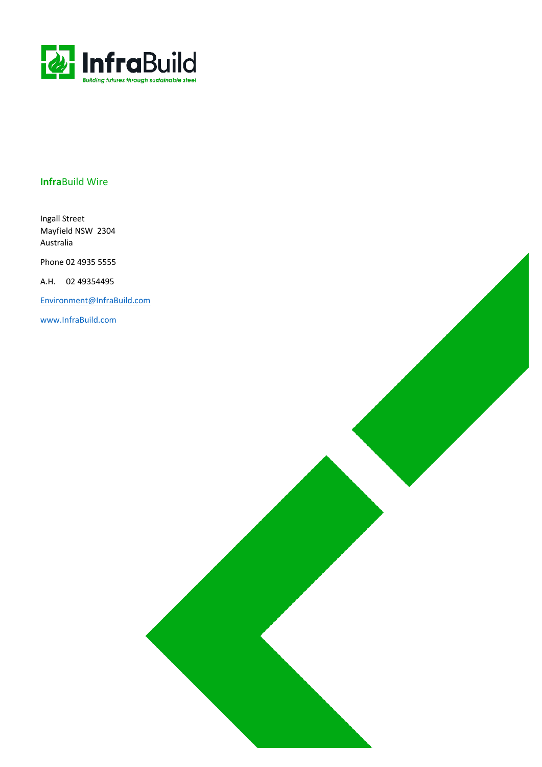**Infra**Build Wire

Ingall Street
Mayfield NSW 2304
Australia

Phone 02 4935 5555

A.H. 02 49354495

Environment@InfraBuild.com

www.InfraBuild.com